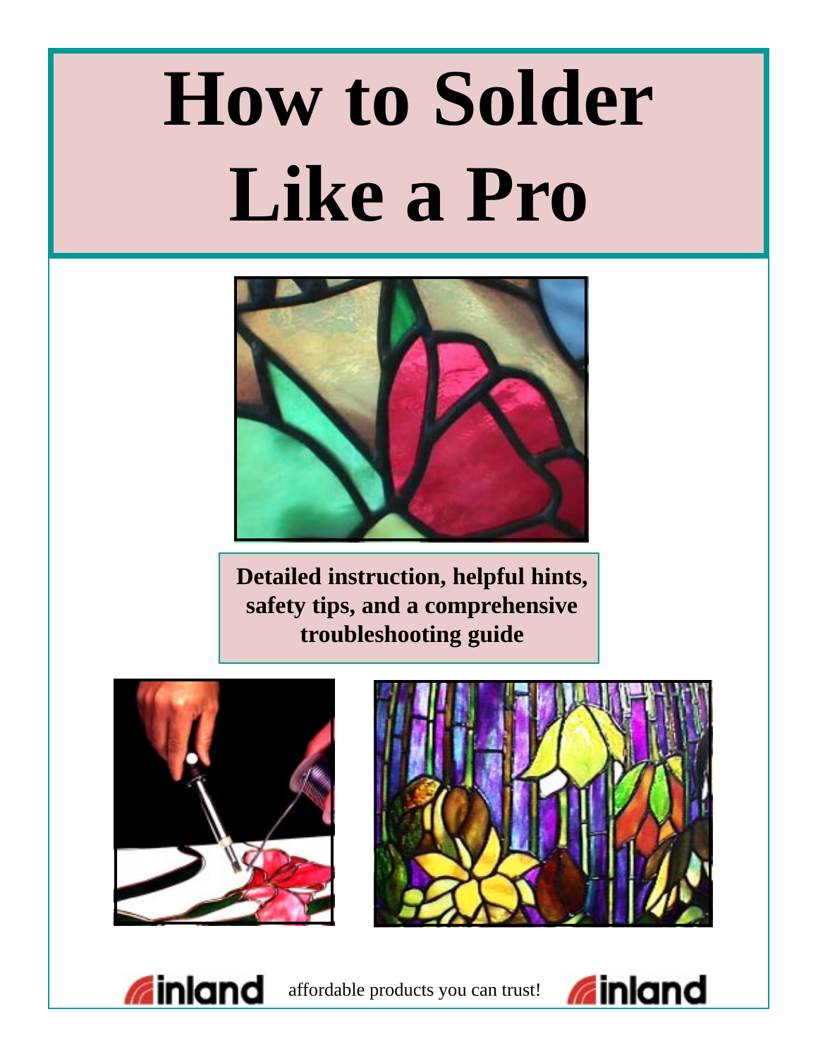# How to Solder Like a Pro

**Detailed instruction, helpful hints, safety tips, and a comprehensive troubleshooting guide**

inland affordable products you can trust! inland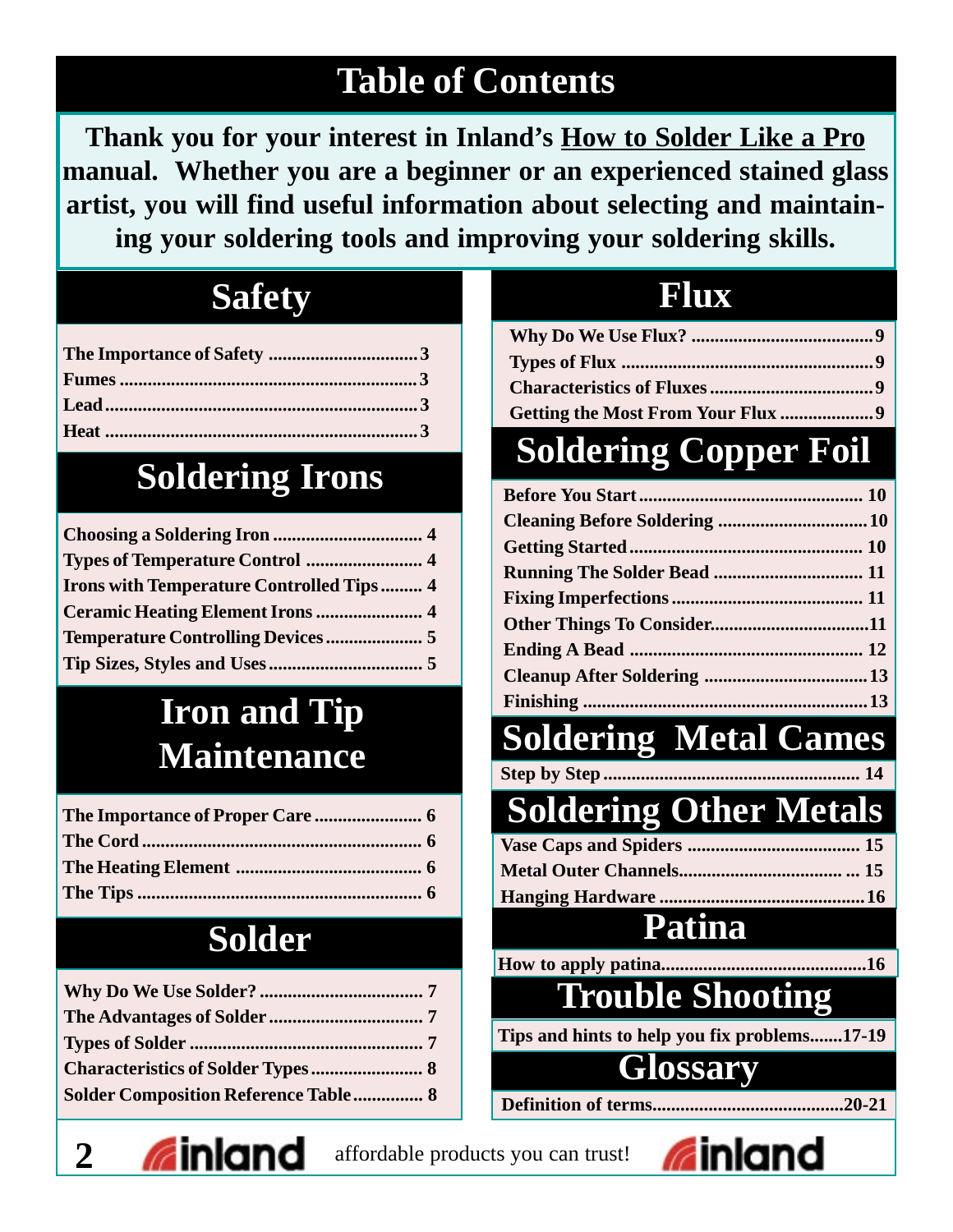# Table of Contents

**Thank you for your interest in Inland's How to Solder Like a Pro manual. Whether you are a beginner or an experienced stained glass artist, you will find useful information about selecting and maintaining your soldering tools and improving your soldering skills.**

## Safety

- The Importance of Safety ................................3
- Fumes ................................3
- Lead ................................3
- Heat ................................3

## Soldering Irons

- Choosing a Soldering Iron ................................ 4
- Types of Temperature Control ................................ 4
- Irons with Temperature Controlled Tips ................................ 4
- Ceramic Heating Element Irons ................................ 4
- Temperature Controlling Devices ................................ 5
- Tip Sizes, Styles and Uses ................................ 5

## Iron and Tip Maintenance

- The Importance of Proper Care ................................ 6
- The Cord ................................ 6
- The Heating Element ................................ 6
- The Tips ................................ 6

## Solder

- Why Do We Use Solder? ................................ 7
- The Advantages of Solder ................................ 7
- Types of Solder ................................ 7
- Characteristics of Solder Types ................................ 8
- Solder Composition Reference Table ................................ 8

## Flux

- Why Do We Use Flux? ................................9
- Types of Flux ................................9
- Characteristics of Fluxes ................................9
- Getting the Most From Your Flux ................................9

## Soldering Copper Foil

- Before You Start ................................ 10
- Cleaning Before Soldering ................................ 10
- Getting Started ................................ 10
- Running The Solder Bead ................................ 11
- Fixing Imperfections ................................ 11
- Other Things To Consider ................................11
- Ending A Bead ................................ 12
- Cleanup After Soldering ................................ 13
- Finishing ................................ 13

## Soldering Metal Cames

- Step by Step ................................ 14

## Soldering Other Metals

- Vase Caps and Spiders ................................ 15
- Metal Outer Channels ................................ 15
- Hanging Hardware ................................ 16

## Patina

- How to apply patina................................16

## Trouble Shooting

- Tips and hints to help you fix problems.......17-19

## Glossary

- Definition of terms................................20-21

inland affordable products you can trust! inland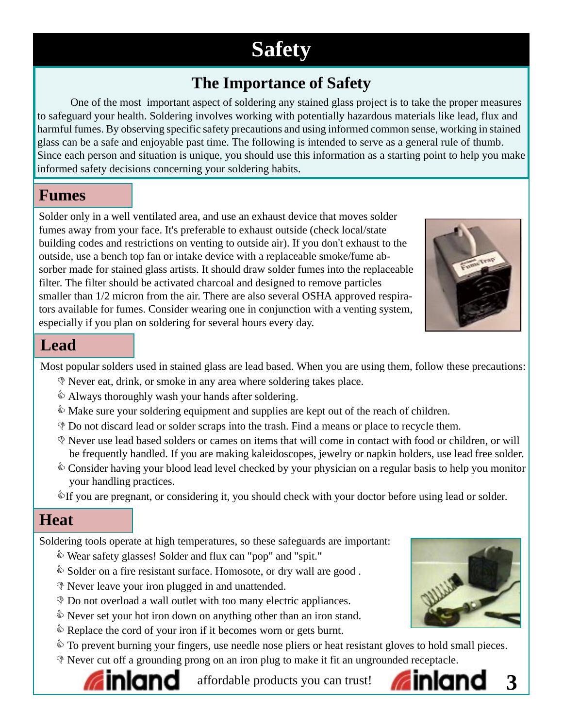# Safety

## The Importance of Safety

One of the most important aspect of soldering any stained glass project is to take the proper measures to safeguard your health. Soldering involves working with potentially hazardous materials like lead, flux and harmful fumes. By observing specific safety precautions and using informed common sense, working in stained glass can be a safe and enjoyable past time. The following is intended to serve as a general rule of thumb. Since each person and situation is unique, you should use this information as a starting point to help you make informed safety decisions concerning your soldering habits.

## Fumes

Solder only in a well ventilated area, and use an exhaust device that moves solder fumes away from your face. It's preferable to exhaust outside (check local/state building codes and restrictions on venting to outside air). If you don't exhaust to the outside, use a bench top fan or intake device with a replaceable smoke/fume absorber made for stained glass artists. It should draw solder fumes into the replaceable filter. The filter should be activated charcoal and designed to remove particles smaller than 1/2 micron from the air. There are also several OSHA approved respirators available for fumes. Consider wearing one in conjunction with a venting system, especially if you plan on soldering for several hours every day.

## Lead

Most popular solders used in stained glass are lead based. When you are using them, follow these precautions:

- 👎 Never eat, drink, or smoke in any area where soldering takes place.
- 👍 Always thoroughly wash your hands after soldering.
- 👍 Make sure your soldering equipment and supplies are kept out of the reach of children.
- 👎 Do not discard lead or solder scraps into the trash. Find a means or place to recycle them.
- 👎 Never use lead based solders or cames on items that will come in contact with food or children, or will be frequently handled. If you are making kaleidoscopes, jewelry or napkin holders, use lead free solder.
- 👍 Consider having your blood lead level checked by your physician on a regular basis to help you monitor your handling practices.
- 👍 If you are pregnant, or considering it, you should check with your doctor before using lead or solder.

## Heat

Soldering tools operate at high temperatures, so these safeguards are important:

- 👍 Wear safety glasses! Solder and flux can "pop" and "spit."
- 👍 Solder on a fire resistant surface. Homosote, or dry wall are good .
- 👎 Never leave your iron plugged in and unattended.
- 👎 Do not overload a wall outlet with too many electric appliances.
- 👍 Never set your hot iron down on anything other than an iron stand.
- 👍 Replace the cord of your iron if it becomes worn or gets burnt.
- 👍 To prevent burning your fingers, use needle nose pliers or heat resistant gloves to hold small pieces.
- 👎 Never cut off a grounding prong on an iron plug to make it fit an ungrounded receptacle.

inland affordable products you can trust! inland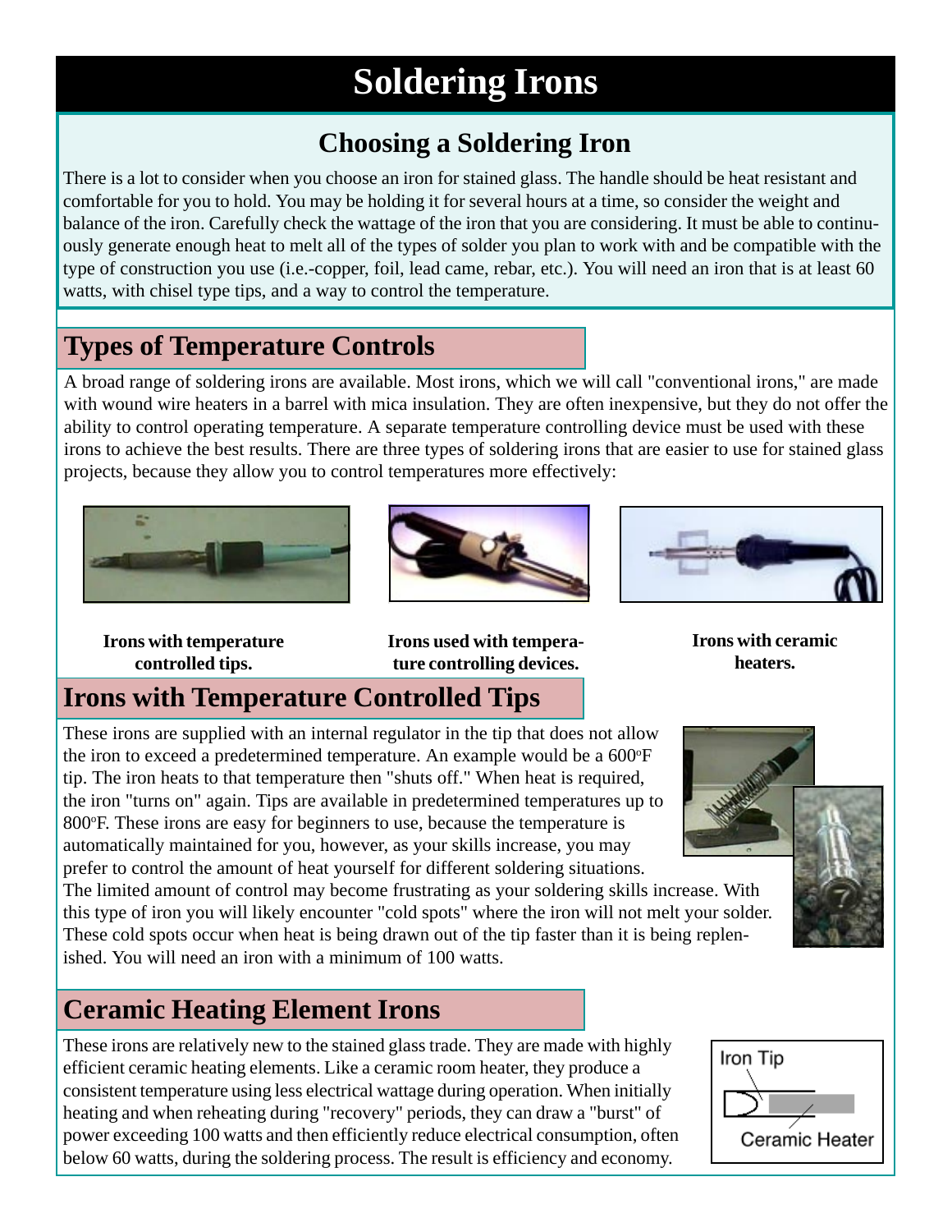# Soldering Irons

## Choosing a Soldering Iron

There is a lot to consider when you choose an iron for stained glass. The handle should be heat resistant and comfortable for you to hold. You may be holding it for several hours at a time, so consider the weight and balance of the iron. Carefully check the wattage of the iron that you are considering. It must be able to continuously generate enough heat to melt all of the types of solder you plan to work with and be compatible with the type of construction you use (i.e.-copper, foil, lead came, rebar, etc.). You will need an iron that is at least 60 watts, with chisel type tips, and a way to control the temperature.

## Types of Temperature Controls

A broad range of soldering irons are available. Most irons, which we will call "conventional irons," are made with wound wire heaters in a barrel with mica insulation. They are often inexpensive, but they do not offer the ability to control operating temperature. A separate temperature controlling device must be used with these irons to achieve the best results. There are three types of soldering irons that are easier to use for stained glass projects, because they allow you to control temperatures more effectively:

**Irons with temperature controlled tips.**

**Irons used with temperature controlling devices.**

**Irons with ceramic heaters.**

## Irons with Temperature Controlled Tips

These irons are supplied with an internal regulator in the tip that does not allow the iron to exceed a predetermined temperature. An example would be a 600°F tip. The iron heats to that temperature then "shuts off." When heat is required, the iron "turns on" again. Tips are available in predetermined temperatures up to 800°F. These irons are easy for beginners to use, because the temperature is automatically maintained for you, however, as your skills increase, you may prefer to control the amount of heat yourself for different soldering situations. The limited amount of control may become frustrating as your soldering skills increase. With this type of iron you will likely encounter "cold spots" where the iron will not melt your solder. These cold spots occur when heat is being drawn out of the tip faster than it is being replenished. You will need an iron with a minimum of 100 watts.

## Ceramic Heating Element Irons

These irons are relatively new to the stained glass trade. They are made with highly efficient ceramic heating elements. Like a ceramic room heater, they produce a consistent temperature using less electrical wattage during operation. When initially heating and when reheating during "recovery" periods, they can draw a "burst" of power exceeding 100 watts and then efficiently reduce electrical consumption, often below 60 watts, during the soldering process. The result is efficiency and economy.

Iron Tip

Ceramic Heater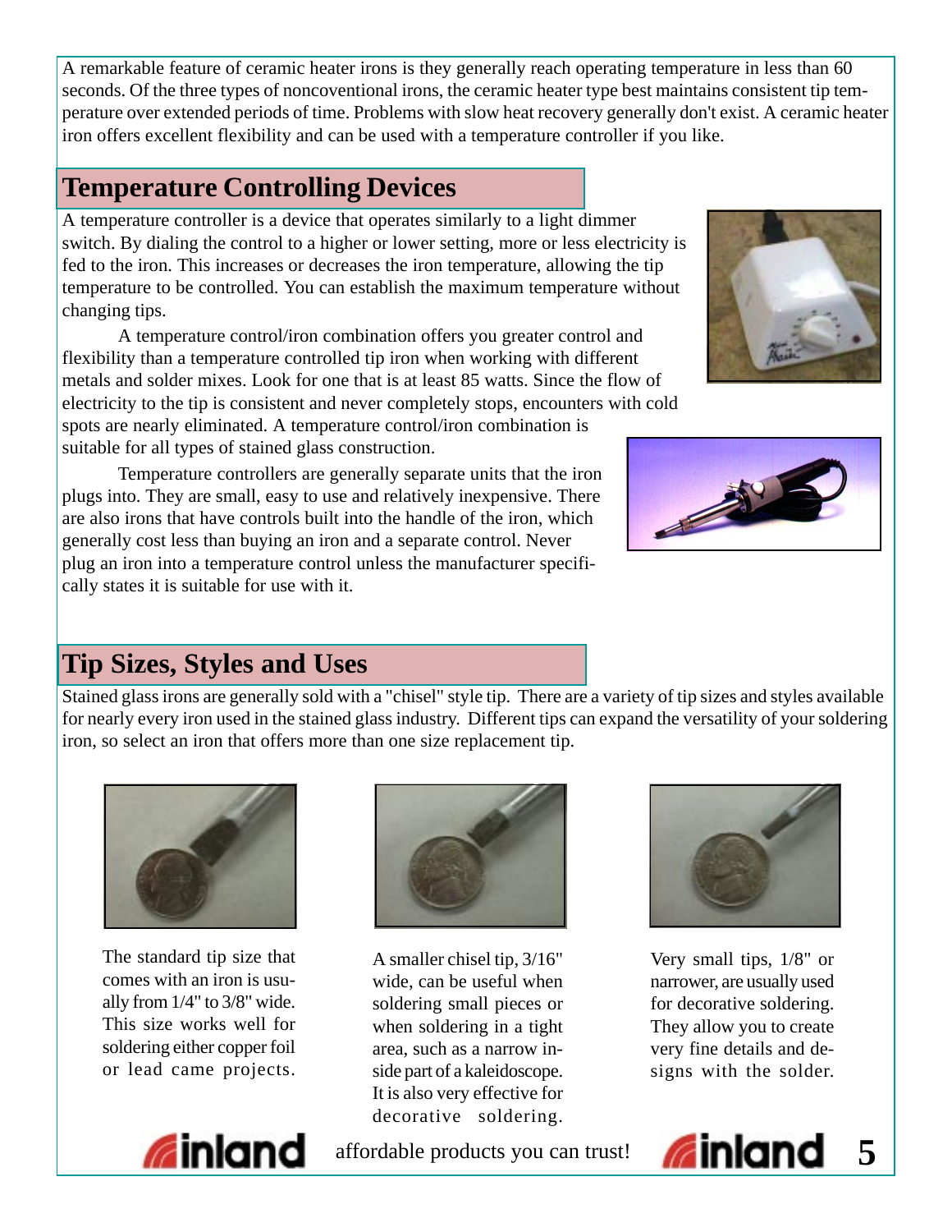A remarkable feature of ceramic heater irons is they generally reach operating temperature in less than 60 seconds. Of the three types of noncoventional irons, the ceramic heater type best maintains consistent tip temperature over extended periods of time. Problems with slow heat recovery generally don't exist. A ceramic heater iron offers excellent flexibility and can be used with a temperature controller if you like.

## Temperature Controlling Devices

A temperature controller is a device that operates similarly to a light dimmer switch. By dialing the control to a higher or lower setting, more or less electricity is fed to the iron. This increases or decreases the iron temperature, allowing the tip temperature to be controlled. You can establish the maximum temperature without changing tips.

A temperature control/iron combination offers you greater control and flexibility than a temperature controlled tip iron when working with different metals and solder mixes. Look for one that is at least 85 watts. Since the flow of electricity to the tip is consistent and never completely stops, encounters with cold spots are nearly eliminated. A temperature control/iron combination is suitable for all types of stained glass construction.

Temperature controllers are generally separate units that the iron plugs into. They are small, easy to use and relatively inexpensive. There are also irons that have controls built into the handle of the iron, which generally cost less than buying an iron and a separate control. Never plug an iron into a temperature control unless the manufacturer specifically states it is suitable for use with it.

## Tip Sizes, Styles and Uses

Stained glass irons are generally sold with a "chisel" style tip. There are a variety of tip sizes and styles available for nearly every iron used in the stained glass industry. Different tips can expand the versatility of your soldering iron, so select an iron that offers more than one size replacement tip.

The standard tip size that comes with an iron is usually from 1/4" to 3/8" wide. This size works well for soldering either copper foil or lead came projects.

A smaller chisel tip, 3/16" wide, can be useful when soldering small pieces or when soldering in a tight area, such as a narrow inside part of a kaleidoscope. It is also very effective for decorative soldering.

Very small tips, 1/8" or narrower, are usually used for decorative soldering. They allow you to create very fine details and designs with the solder.

inland affordable products you can trust! inland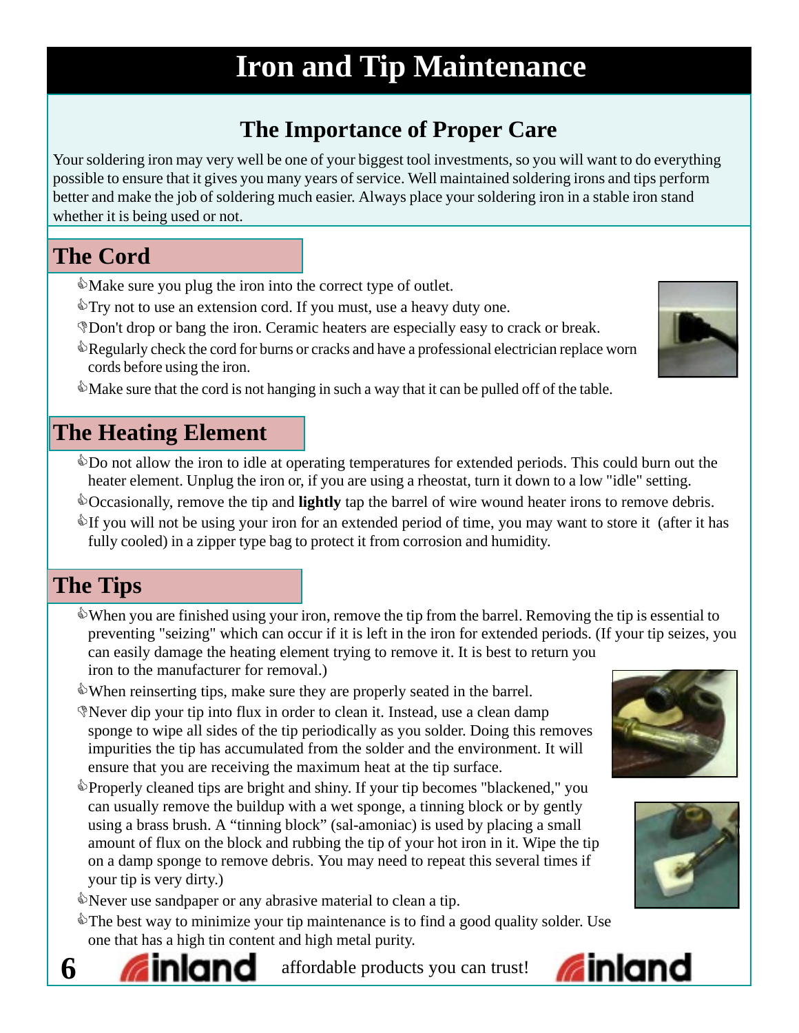# Iron and Tip Maintenance

## The Importance of Proper Care

Your soldering iron may very well be one of your biggest tool investments, so you will want to do everything possible to ensure that it gives you many years of service. Well maintained soldering irons and tips perform better and make the job of soldering much easier. Always place your soldering iron in a stable iron stand whether it is being used or not.

## The Cord

- Make sure you plug the iron into the correct type of outlet.
- Try not to use an extension cord. If you must, use a heavy duty one.
- Don't drop or bang the iron. Ceramic heaters are especially easy to crack or break.
- Regularly check the cord for burns or cracks and have a professional electrician replace worn cords before using the iron.
- Make sure that the cord is not hanging in such a way that it can be pulled off of the table.

## The Heating Element

- Do not allow the iron to idle at operating temperatures for extended periods. This could burn out the heater element. Unplug the iron or, if you are using a rheostat, turn it down to a low "idle" setting.
- Occasionally, remove the tip and **lightly** tap the barrel of wire wound heater irons to remove debris.
- If you will not be using your iron for an extended period of time, you may want to store it (after it has fully cooled) in a zipper type bag to protect it from corrosion and humidity.

## The Tips

- When you are finished using your iron, remove the tip from the barrel. Removing the tip is essential to preventing "seizing" which can occur if it is left in the iron for extended periods. (If your tip seizes, you can easily damage the heating element trying to remove it. It is best to return you iron to the manufacturer for removal.)
- When reinserting tips, make sure they are properly seated in the barrel.
- Never dip your tip into flux in order to clean it. Instead, use a clean damp sponge to wipe all sides of the tip periodically as you solder. Doing this removes impurities the tip has accumulated from the solder and the environment. It will ensure that you are receiving the maximum heat at the tip surface.
- Properly cleaned tips are bright and shiny. If your tip becomes "blackened," you can usually remove the buildup with a wet sponge, a tinning block or by gently using a brass brush. A "tinning block" (sal-amoniac) is used by placing a small amount of flux on the block and rubbing the tip of your hot iron in it. Wipe the tip on a damp sponge to remove debris. You may need to repeat this several times if your tip is very dirty.)
- Never use sandpaper or any abrasive material to clean a tip.
- The best way to minimize your tip maintenance is to find a good quality solder. Use one that has a high tin content and high metal purity.

inland affordable products you can trust! inland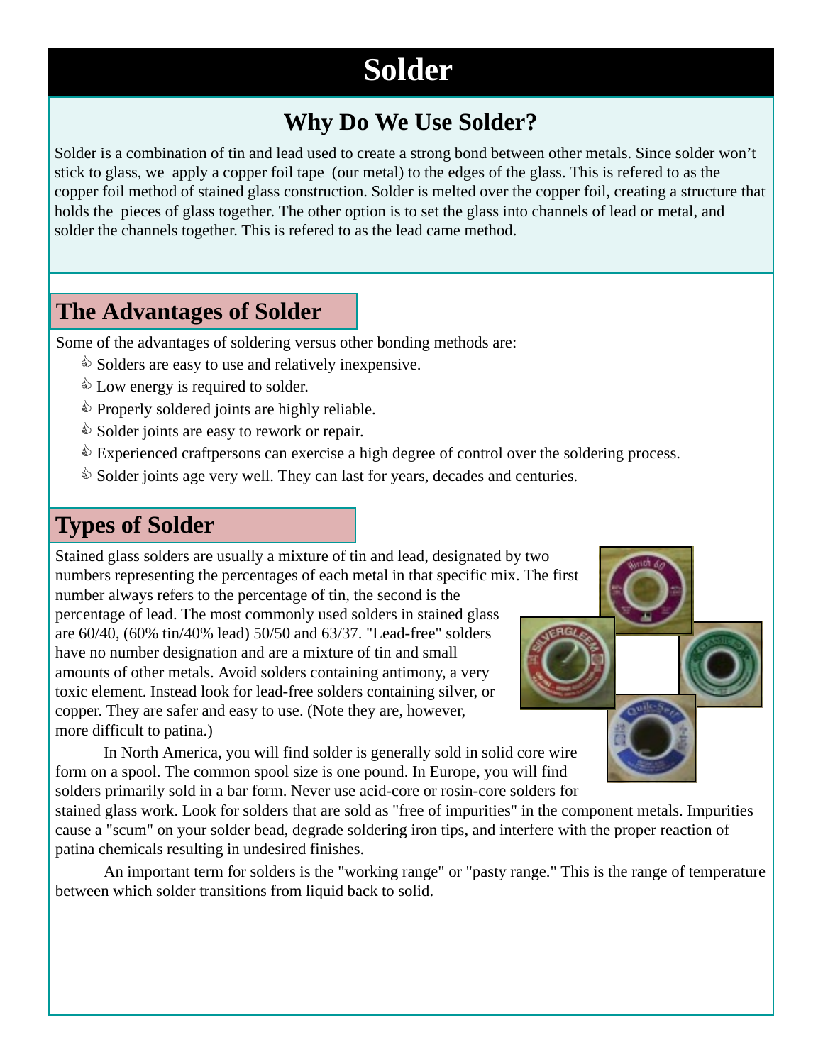# Solder

## Why Do We Use Solder?

Solder is a combination of tin and lead used to create a strong bond between other metals. Since solder won't stick to glass, we apply a copper foil tape (our metal) to the edges of the glass. This is refered to as the copper foil method of stained glass construction. Solder is melted over the copper foil, creating a structure that holds the pieces of glass together. The other option is to set the glass into channels of lead or metal, and solder the channels together. This is refered to as the lead came method.

## The Advantages of Solder

Some of the advantages of soldering versus other bonding methods are:

- Solders are easy to use and relatively inexpensive.
- Low energy is required to solder.
- Properly soldered joints are highly reliable.
- Solder joints are easy to rework or repair.
- Experienced craftpersons can exercise a high degree of control over the soldering process.
- Solder joints age very well. They can last for years, decades and centuries.

## Types of Solder

Stained glass solders are usually a mixture of tin and lead, designated by two numbers representing the percentages of each metal in that specific mix. The first number always refers to the percentage of tin, the second is the percentage of lead. The most commonly used solders in stained glass are 60/40, (60% tin/40% lead) 50/50 and 63/37. "Lead-free" solders have no number designation and are a mixture of tin and small amounts of other metals. Avoid solders containing antimony, a very toxic element. Instead look for lead-free solders containing silver, or copper. They are safer and easy to use. (Note they are, however, more difficult to patina.)

In North America, you will find solder is generally sold in solid core wire form on a spool. The common spool size is one pound. In Europe, you will find solders primarily sold in a bar form. Never use acid-core or rosin-core solders for stained glass work. Look for solders that are sold as "free of impurities" in the component metals. Impurities cause a "scum" on your solder bead, degrade soldering iron tips, and interfere with the proper reaction of patina chemicals resulting in undesired finishes.

An important term for solders is the "working range" or "pasty range." This is the range of temperature between which solder transitions from liquid back to solid.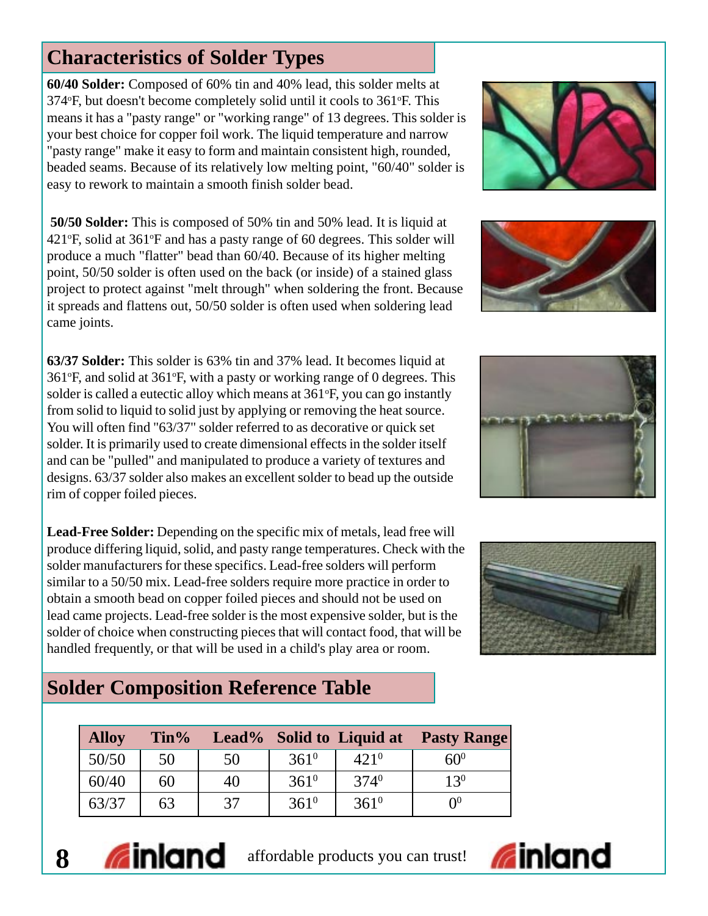## Characteristics of Solder Types

**60/40 Solder:** Composed of 60% tin and 40% lead, this solder melts at 374°F, but doesn't become completely solid until it cools to 361°F. This means it has a "pasty range" or "working range" of 13 degrees. This solder is your best choice for copper foil work. The liquid temperature and narrow "pasty range" make it easy to form and maintain consistent high, rounded, beaded seams. Because of its relatively low melting point, "60/40" solder is easy to rework to maintain a smooth finish solder bead.

**50/50 Solder:** This is composed of 50% tin and 50% lead. It is liquid at 421°F, solid at 361°F and has a pasty range of 60 degrees. This solder will produce a much "flatter" bead than 60/40. Because of its higher melting point, 50/50 solder is often used on the back (or inside) of a stained glass project to protect against "melt through" when soldering the front. Because it spreads and flattens out, 50/50 solder is often used when soldering lead came joints.

**63/37 Solder:** This solder is 63% tin and 37% lead. It becomes liquid at 361°F, and solid at 361°F, with a pasty or working range of 0 degrees. This solder is called a eutectic alloy which means at 361°F, you can go instantly from solid to liquid to solid just by applying or removing the heat source. You will often find "63/37" solder referred to as decorative or quick set solder. It is primarily used to create dimensional effects in the solder itself and can be "pulled" and manipulated to produce a variety of textures and designs. 63/37 solder also makes an excellent solder to bead up the outside rim of copper foiled pieces.

**Lead-Free Solder:** Depending on the specific mix of metals, lead free will produce differing liquid, solid, and pasty range temperatures. Check with the solder manufacturers for these specifics. Lead-free solders will perform similar to a 50/50 mix. Lead-free solders require more practice in order to obtain a smooth bead on copper foiled pieces and should not be used on lead came projects. Lead-free solder is the most expensive solder, but is the solder of choice when constructing pieces that will contact food, that will be handled frequently, or that will be used in a child's play area or room.

## Solder Composition Reference Table

| Alloy | Tin% | Lead% | Solid to | Liquid at | Pasty Range |
|---|---|---|---|---|---|
| 50/50 | 50 | 50 | 361° | 421° | 60° |
| 60/40 | 60 | 40 | 361° | 374° | 13° |
| 63/37 | 63 | 37 | 361° | 361° | 0° |

inland affordable products you can trust! inland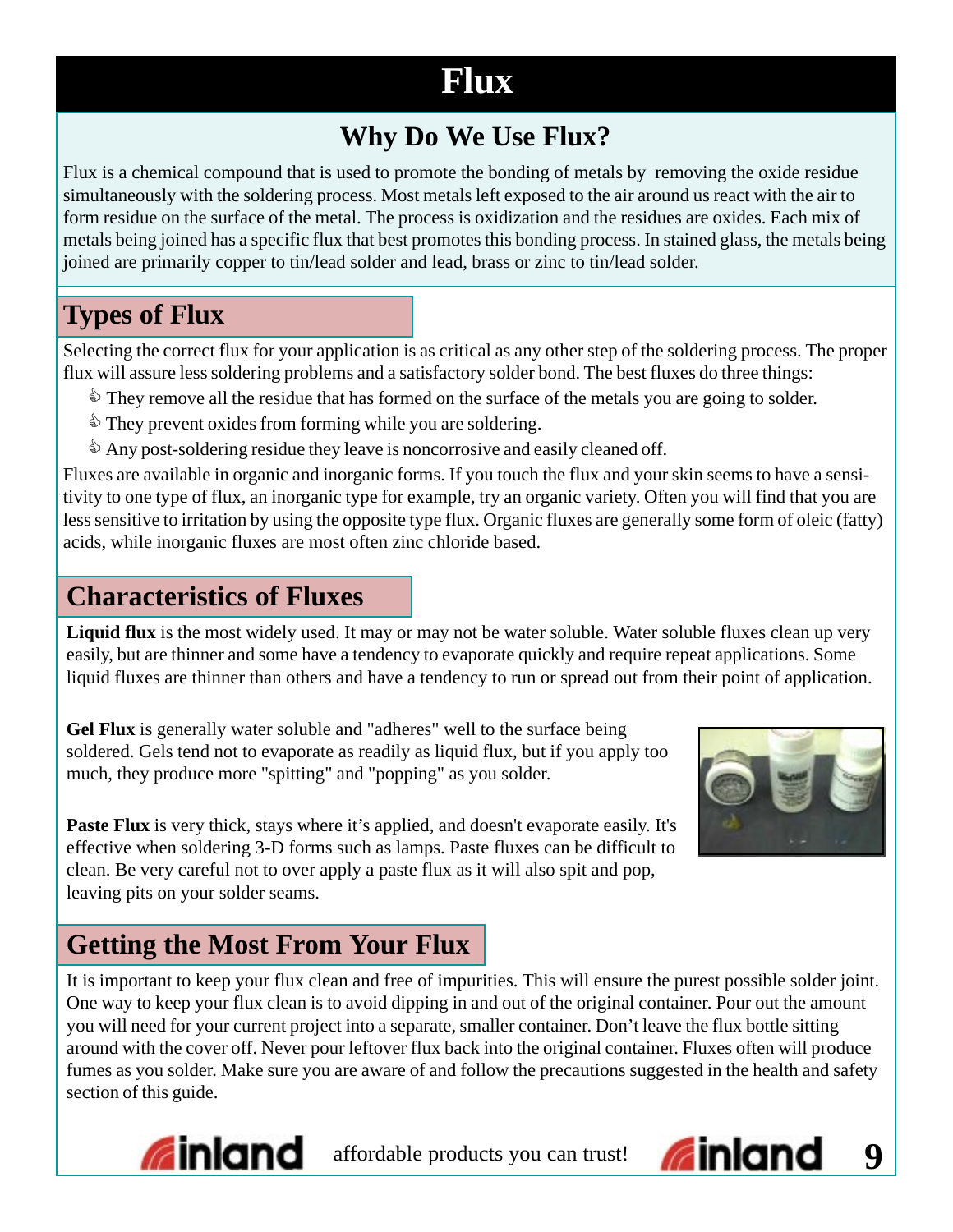# Flux

## Why Do We Use Flux?

Flux is a chemical compound that is used to promote the bonding of metals by removing the oxide residue simultaneously with the soldering process. Most metals left exposed to the air around us react with the air to form residue on the surface of the metal. The process is oxidization and the residues are oxides. Each mix of metals being joined has a specific flux that best promotes this bonding process. In stained glass, the metals being joined are primarily copper to tin/lead solder and lead, brass or zinc to tin/lead solder.

## Types of Flux

Selecting the correct flux for your application is as critical as any other step of the soldering process. The proper flux will assure less soldering problems and a satisfactory solder bond. The best fluxes do three things:

- They remove all the residue that has formed on the surface of the metals you are going to solder.
- They prevent oxides from forming while you are soldering.
- Any post-soldering residue they leave is noncorrosive and easily cleaned off.

Fluxes are available in organic and inorganic forms. If you touch the flux and your skin seems to have a sensitivity to one type of flux, an inorganic type for example, try an organic variety. Often you will find that you are less sensitive to irritation by using the opposite type flux. Organic fluxes are generally some form of oleic (fatty) acids, while inorganic fluxes are most often zinc chloride based.

## Characteristics of Fluxes

**Liquid flux** is the most widely used. It may or may not be water soluble. Water soluble fluxes clean up very easily, but are thinner and some have a tendency to evaporate quickly and require repeat applications. Some liquid fluxes are thinner than others and have a tendency to run or spread out from their point of application.

**Gel Flux** is generally water soluble and "adheres" well to the surface being soldered. Gels tend not to evaporate as readily as liquid flux, but if you apply too much, they produce more "spitting" and "popping" as you solder.

**Paste Flux** is very thick, stays where it's applied, and doesn't evaporate easily. It's effective when soldering 3-D forms such as lamps. Paste fluxes can be difficult to clean. Be very careful not to over apply a paste flux as it will also spit and pop, leaving pits on your solder seams.

## Getting the Most From Your Flux

It is important to keep your flux clean and free of impurities. This will ensure the purest possible solder joint. One way to keep your flux clean is to avoid dipping in and out of the original container. Pour out the amount you will need for your current project into a separate, smaller container. Don't leave the flux bottle sitting around with the cover off. Never pour leftover flux back into the original container. Fluxes often will produce fumes as you solder. Make sure you are aware of and follow the precautions suggested in the health and safety section of this guide.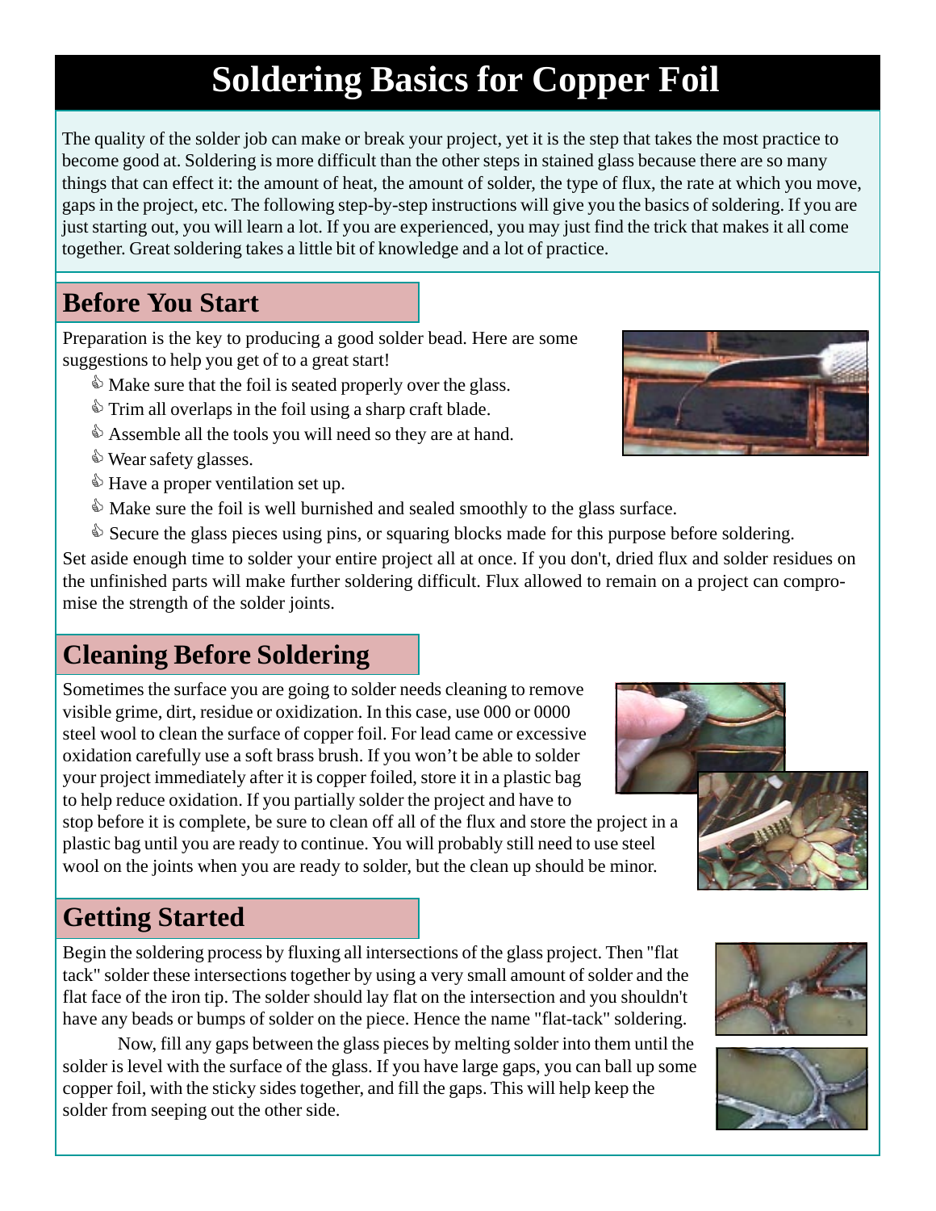# Soldering Basics for Copper Foil

The quality of the solder job can make or break your project, yet it is the step that takes the most practice to become good at. Soldering is more difficult than the other steps in stained glass because there are so many things that can effect it: the amount of heat, the amount of solder, the type of flux, the rate at which you move, gaps in the project, etc. The following step-by-step instructions will give you the basics of soldering. If you are just starting out, you will learn a lot. If you are experienced, you may just find the trick that makes it all come together. Great soldering takes a little bit of knowledge and a lot of practice.

## Before You Start

Preparation is the key to producing a good solder bead. Here are some suggestions to help you get of to a great start!

- Make sure that the foil is seated properly over the glass.
- Trim all overlaps in the foil using a sharp craft blade.
- Assemble all the tools you will need so they are at hand.
- Wear safety glasses.
- Have a proper ventilation set up.
- Make sure the foil is well burnished and sealed smoothly to the glass surface.
- Secure the glass pieces using pins, or squaring blocks made for this purpose before soldering.

Set aside enough time to solder your entire project all at once. If you don't, dried flux and solder residues on the unfinished parts will make further soldering difficult. Flux allowed to remain on a project can compromise the strength of the solder joints.

## Cleaning Before Soldering

Sometimes the surface you are going to solder needs cleaning to remove visible grime, dirt, residue or oxidization. In this case, use 000 or 0000 steel wool to clean the surface of copper foil. For lead came or excessive oxidation carefully use a soft brass brush. If you won't be able to solder your project immediately after it is copper foiled, store it in a plastic bag to help reduce oxidation. If you partially solder the project and have to stop before it is complete, be sure to clean off all of the flux and store the project in a plastic bag until you are ready to continue. You will probably still need to use steel wool on the joints when you are ready to solder, but the clean up should be minor.

## Getting Started

Begin the soldering process by fluxing all intersections of the glass project. Then "flat tack" solder these intersections together by using a very small amount of solder and the flat face of the iron tip. The solder should lay flat on the intersection and you shouldn't have any beads or bumps of solder on the piece. Hence the name "flat-tack" soldering.

Now, fill any gaps between the glass pieces by melting solder into them until the solder is level with the surface of the glass. If you have large gaps, you can ball up some copper foil, with the sticky sides together, and fill the gaps. This will help keep the solder from seeping out the other side.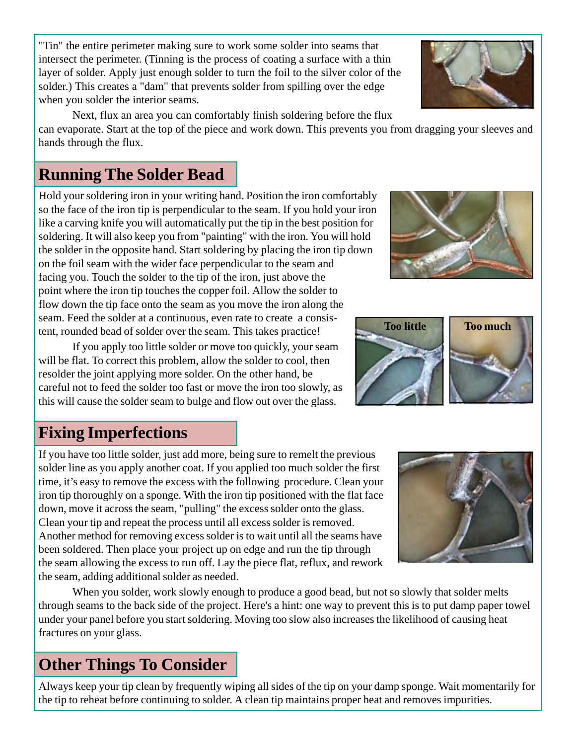"Tin" the entire perimeter making sure to work some solder into seams that intersect the perimeter. (Tinning is the process of coating a surface with a thin layer of solder. Apply just enough solder to turn the foil to the silver color of the solder.) This creates a "dam" that prevents solder from spilling over the edge when you solder the interior seams.

Next, flux an area you can comfortably finish soldering before the flux can evaporate. Start at the top of the piece and work down. This prevents you from dragging your sleeves and hands through the flux.

## Running The Solder Bead

Hold your soldering iron in your writing hand. Position the iron comfortably so the face of the iron tip is perpendicular to the seam. If you hold your iron like a carving knife you will automatically put the tip in the best position for soldering. It will also keep you from "painting" with the iron. You will hold the solder in the opposite hand. Start soldering by placing the iron tip down on the foil seam with the wider face perpendicular to the seam and facing you. Touch the solder to the tip of the iron, just above the point where the iron tip touches the copper foil. Allow the solder to flow down the tip face onto the seam as you move the iron along the seam. Feed the solder at a continuous, even rate to create a consistent, rounded bead of solder over the seam. This takes practice!

If you apply too little solder or move too quickly, your seam will be flat. To correct this problem, allow the solder to cool, then resolder the joint applying more solder. On the other hand, be careful not to feed the solder too fast or move the iron too slowly, as this will cause the solder seam to bulge and flow out over the glass.

**Too little** **Too much**

## Fixing Imperfections

If you have too little solder, just add more, being sure to remelt the previous solder line as you apply another coat. If you applied too much solder the first time, it's easy to remove the excess with the following procedure. Clean your iron tip thoroughly on a sponge. With the iron tip positioned with the flat face down, move it across the seam, "pulling" the excess solder onto the glass. Clean your tip and repeat the process until all excess solder is removed. Another method for removing excess solder is to wait until all the seams have been soldered. Then place your project up on edge and run the tip through the seam allowing the excess to run off. Lay the piece flat, reflux, and rework the seam, adding additional solder as needed.

When you solder, work slowly enough to produce a good bead, but not so slowly that solder melts through seams to the back side of the project. Here's a hint: one way to prevent this is to put damp paper towel under your panel before you start soldering. Moving too slow also increases the likelihood of causing heat fractures on your glass.

## Other Things To Consider

Always keep your tip clean by frequently wiping all sides of the tip on your damp sponge. Wait momentarily for the tip to reheat before continuing to solder. A clean tip maintains proper heat and removes impurities.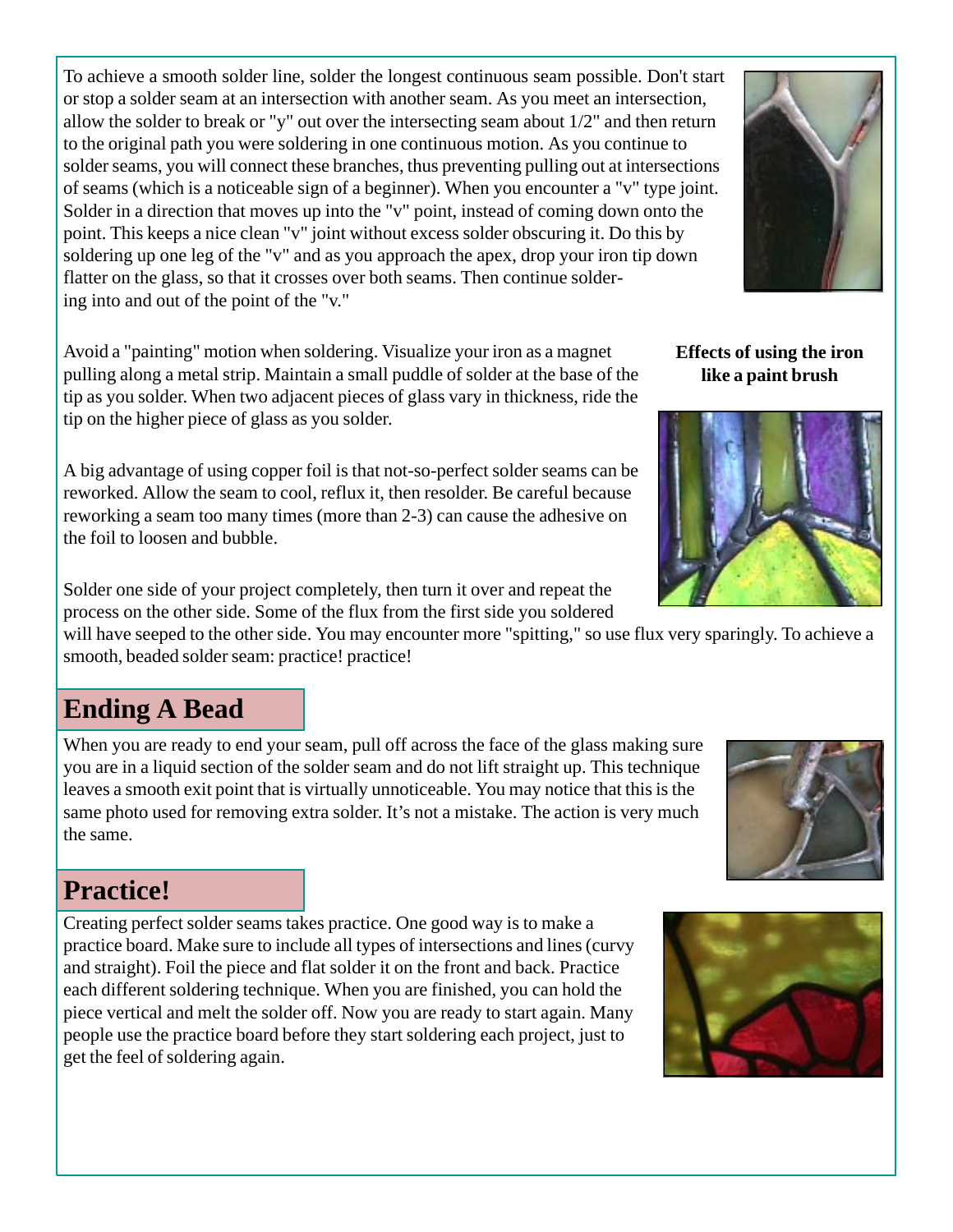To achieve a smooth solder line, solder the longest continuous seam possible. Don't start or stop a solder seam at an intersection with another seam. As you meet an intersection, allow the solder to break or "y" out over the intersecting seam about 1/2" and then return to the original path you were soldering in one continuous motion. As you continue to solder seams, you will connect these branches, thus preventing pulling out at intersections of seams (which is a noticeable sign of a beginner). When you encounter a "v" type joint. Solder in a direction that moves up into the "v" point, instead of coming down onto the point. This keeps a nice clean "v" joint without excess solder obscuring it. Do this by soldering up one leg of the "v" and as you approach the apex, drop your iron tip down flatter on the glass, so that it crosses over both seams. Then continue soldering into and out of the point of the "v."

Avoid a "painting" motion when soldering. Visualize your iron as a magnet pulling along a metal strip. Maintain a small puddle of solder at the base of the tip as you solder. When two adjacent pieces of glass vary in thickness, ride the tip on the higher piece of glass as you solder.

**Effects of using the iron like a paint brush**

A big advantage of using copper foil is that not-so-perfect solder seams can be reworked. Allow the seam to cool, reflux it, then resolder. Be careful because reworking a seam too many times (more than 2-3) can cause the adhesive on the foil to loosen and bubble.

Solder one side of your project completely, then turn it over and repeat the process on the other side. Some of the flux from the first side you soldered will have seeped to the other side. You may encounter more "spitting," so use flux very sparingly. To achieve a smooth, beaded solder seam: practice! practice!

## Ending A Bead

When you are ready to end your seam, pull off across the face of the glass making sure you are in a liquid section of the solder seam and do not lift straight up. This technique leaves a smooth exit point that is virtually unnoticeable. You may notice that this is the same photo used for removing extra solder. It's not a mistake. The action is very much the same.

## Practice!

Creating perfect solder seams takes practice. One good way is to make a practice board. Make sure to include all types of intersections and lines (curvy and straight). Foil the piece and flat solder it on the front and back. Practice each different soldering technique. When you are finished, you can hold the piece vertical and melt the solder off. Now you are ready to start again. Many people use the practice board before they start soldering each project, just to get the feel of soldering again.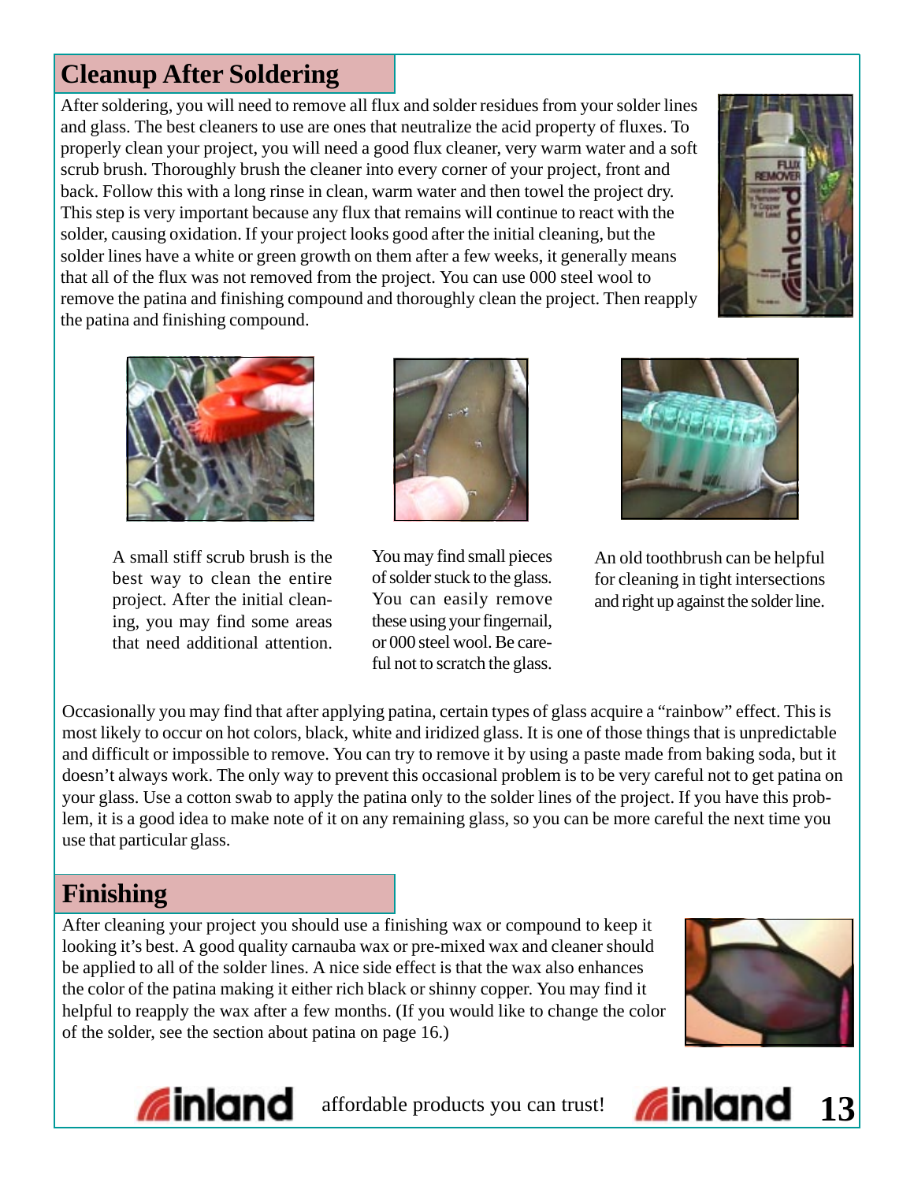## Cleanup After Soldering

After soldering, you will need to remove all flux and solder residues from your solder lines and glass. The best cleaners to use are ones that neutralize the acid property of fluxes. To properly clean your project, you will need a good flux cleaner, very warm water and a soft scrub brush. Thoroughly brush the cleaner into every corner of your project, front and back. Follow this with a long rinse in clean, warm water and then towel the project dry. This step is very important because any flux that remains will continue to react with the solder, causing oxidation. If your project looks good after the initial cleaning, but the solder lines have a white or green growth on them after a few weeks, it generally means that all of the flux was not removed from the project. You can use 000 steel wool to remove the patina and finishing compound and thoroughly clean the project. Then reapply the patina and finishing compound.

A small stiff scrub brush is the best way to clean the entire project. After the initial cleaning, you may find some areas that need additional attention.

You may find small pieces of solder stuck to the glass. You can easily remove these using your fingernail, or 000 steel wool. Be careful not to scratch the glass.

An old toothbrush can be helpful for cleaning in tight intersections and right up against the solder line.

Occasionally you may find that after applying patina, certain types of glass acquire a “rainbow” effect. This is most likely to occur on hot colors, black, white and iridized glass. It is one of those things that is unpredictable and difficult or impossible to remove. You can try to remove it by using a paste made from baking soda, but it doesn’t always work. The only way to prevent this occasional problem is to be very careful not to get patina on your glass. Use a cotton swab to apply the patina only to the solder lines of the project. If you have this problem, it is a good idea to make note of it on any remaining glass, so you can be more careful the next time you use that particular glass.

## Finishing

After cleaning your project you should use a finishing wax or compound to keep it looking it’s best. A good quality carnauba wax or pre-mixed wax and cleaner should be applied to all of the solder lines. A nice side effect is that the wax also enhances the color of the patina making it either rich black or shinny copper. You may find it helpful to reapply the wax after a few months. (If you would like to change the color of the solder, see the section about patina on page 16.)

inland affordable products you can trust! inland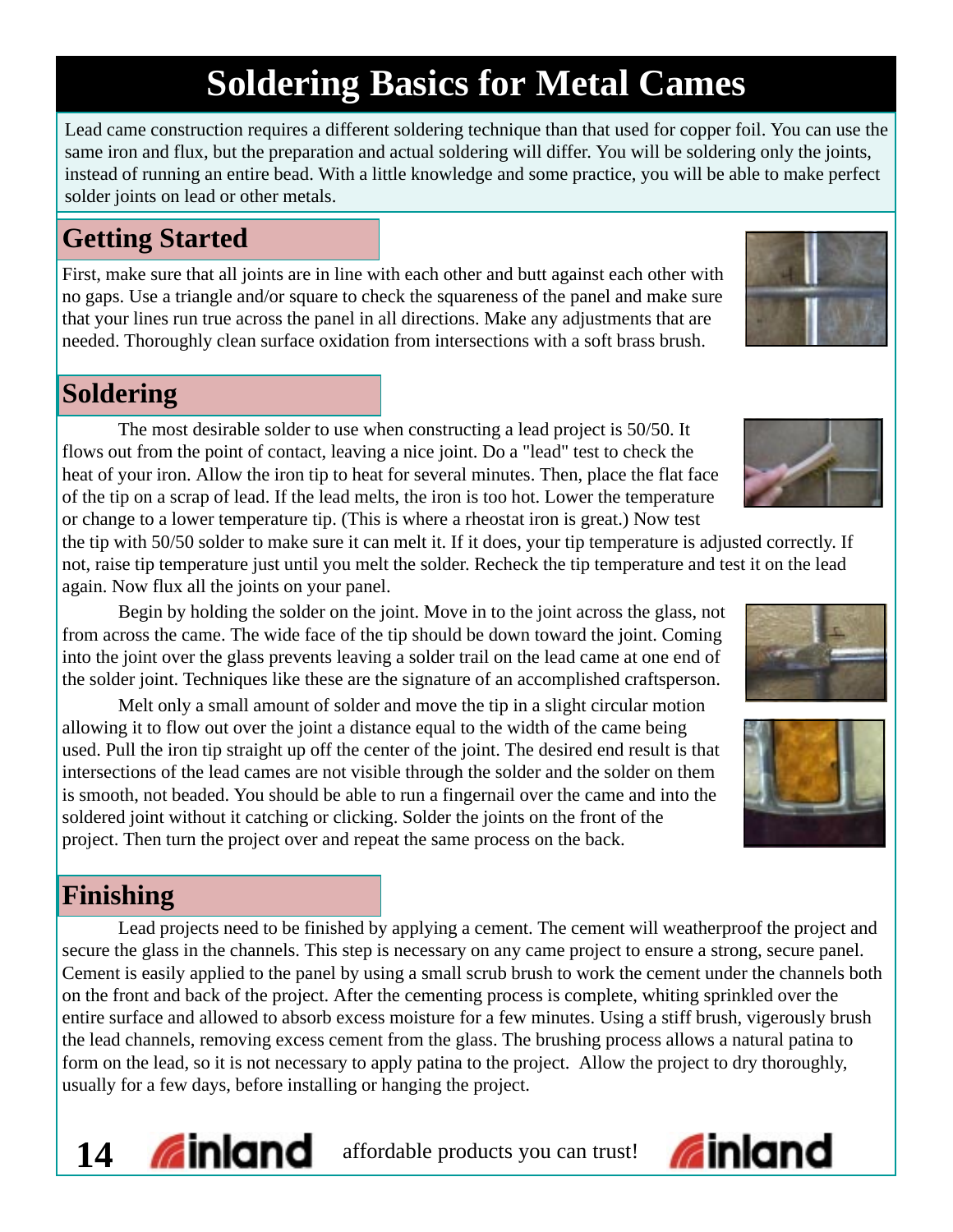# Soldering Basics for Metal Cames

Lead came construction requires a different soldering technique than that used for copper foil. You can use the same iron and flux, but the preparation and actual soldering will differ. You will be soldering only the joints, instead of running an entire bead. With a little knowledge and some practice, you will be able to make perfect solder joints on lead or other metals.

## Getting Started

First, make sure that all joints are in line with each other and butt against each other with no gaps. Use a triangle and/or square to check the squareness of the panel and make sure that your lines run true across the panel in all directions. Make any adjustments that are needed. Thoroughly clean surface oxidation from intersections with a soft brass brush.

## Soldering

The most desirable solder to use when constructing a lead project is 50/50. It flows out from the point of contact, leaving a nice joint. Do a "lead" test to check the heat of your iron. Allow the iron tip to heat for several minutes. Then, place the flat face of the tip on a scrap of lead. If the lead melts, the iron is too hot. Lower the temperature or change to a lower temperature tip. (This is where a rheostat iron is great.) Now test the tip with 50/50 solder to make sure it can melt it. If it does, your tip temperature is adjusted correctly. If not, raise tip temperature just until you melt the solder. Recheck the tip temperature and test it on the lead again. Now flux all the joints on your panel.

Begin by holding the solder on the joint. Move in to the joint across the glass, not from across the came. The wide face of the tip should be down toward the joint. Coming into the joint over the glass prevents leaving a solder trail on the lead came at one end of the solder joint. Techniques like these are the signature of an accomplished craftsperson.

Melt only a small amount of solder and move the tip in a slight circular motion allowing it to flow out over the joint a distance equal to the width of the came being used. Pull the iron tip straight up off the center of the joint. The desired end result is that intersections of the lead cames are not visible through the solder and the solder on them is smooth, not beaded. You should be able to run a fingernail over the came and into the soldered joint without it catching or clicking. Solder the joints on the front of the project. Then turn the project over and repeat the same process on the back.

## Finishing

Lead projects need to be finished by applying a cement. The cement will weatherproof the project and secure the glass in the channels. This step is necessary on any came project to ensure a strong, secure panel. Cement is easily applied to the panel by using a small scrub brush to work the cement under the channels both on the front and back of the project. After the cementing process is complete, whiting sprinkled over the entire surface and allowed to absorb excess moisture for a few minutes. Using a stiff brush, vigerously brush the lead channels, removing excess cement from the glass. The brushing process allows a natural patina to form on the lead, so it is not necessary to apply patina to the project. Allow the project to dry thoroughly, usually for a few days, before installing or hanging the project.

inland affordable products you can trust! inland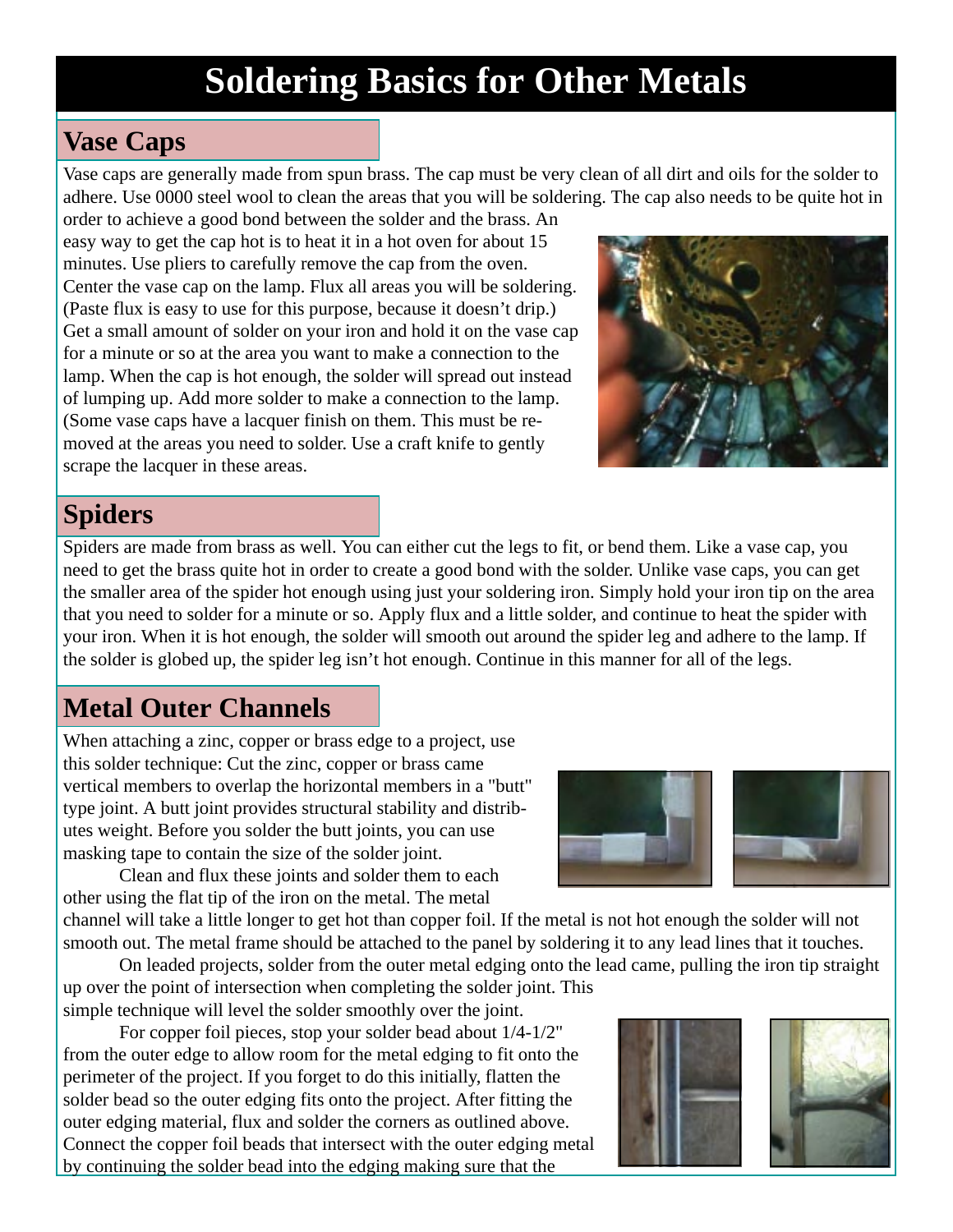# Soldering Basics for Other Metals

## Vase Caps

Vase caps are generally made from spun brass. The cap must be very clean of all dirt and oils for the solder to adhere. Use 0000 steel wool to clean the areas that you will be soldering. The cap also needs to be quite hot in order to achieve a good bond between the solder and the brass. An easy way to get the cap hot is to heat it in a hot oven for about 15 minutes. Use pliers to carefully remove the cap from the oven. Center the vase cap on the lamp. Flux all areas you will be soldering. (Paste flux is easy to use for this purpose, because it doesn't drip.) Get a small amount of solder on your iron and hold it on the vase cap for a minute or so at the area you want to make a connection to the lamp. When the cap is hot enough, the solder will spread out instead of lumping up. Add more solder to make a connection to the lamp. (Some vase caps have a lacquer finish on them. This must be removed at the areas you need to solder. Use a craft knife to gently scrape the lacquer in these areas.

## Spiders

Spiders are made from brass as well. You can either cut the legs to fit, or bend them. Like a vase cap, you need to get the brass quite hot in order to create a good bond with the solder. Unlike vase caps, you can get the smaller area of the spider hot enough using just your soldering iron. Simply hold your iron tip on the area that you need to solder for a minute or so. Apply flux and a little solder, and continue to heat the spider with your iron. When it is hot enough, the solder will smooth out around the spider leg and adhere to the lamp. If the solder is globed up, the spider leg isn't hot enough. Continue in this manner for all of the legs.

## Metal Outer Channels

When attaching a zinc, copper or brass edge to a project, use this solder technique: Cut the zinc, copper or brass came vertical members to overlap the horizontal members in a "butt" type joint. A butt joint provides structural stability and distributes weight. Before you solder the butt joints, you can use masking tape to contain the size of the solder joint.

Clean and flux these joints and solder them to each other using the flat tip of the iron on the metal. The metal channel will take a little longer to get hot than copper foil. If the metal is not hot enough the solder will not smooth out. The metal frame should be attached to the panel by soldering it to any lead lines that it touches.

On leaded projects, solder from the outer metal edging onto the lead came, pulling the iron tip straight up over the point of intersection when completing the solder joint. This simple technique will level the solder smoothly over the joint.

For copper foil pieces, stop your solder bead about 1/4-1/2" from the outer edge to allow room for the metal edging to fit onto the perimeter of the project. If you forget to do this initially, flatten the solder bead so the outer edging fits onto the project. After fitting the outer edging material, flux and solder the corners as outlined above. Connect the copper foil beads that intersect with the outer edging metal by continuing the solder bead into the edging making sure that the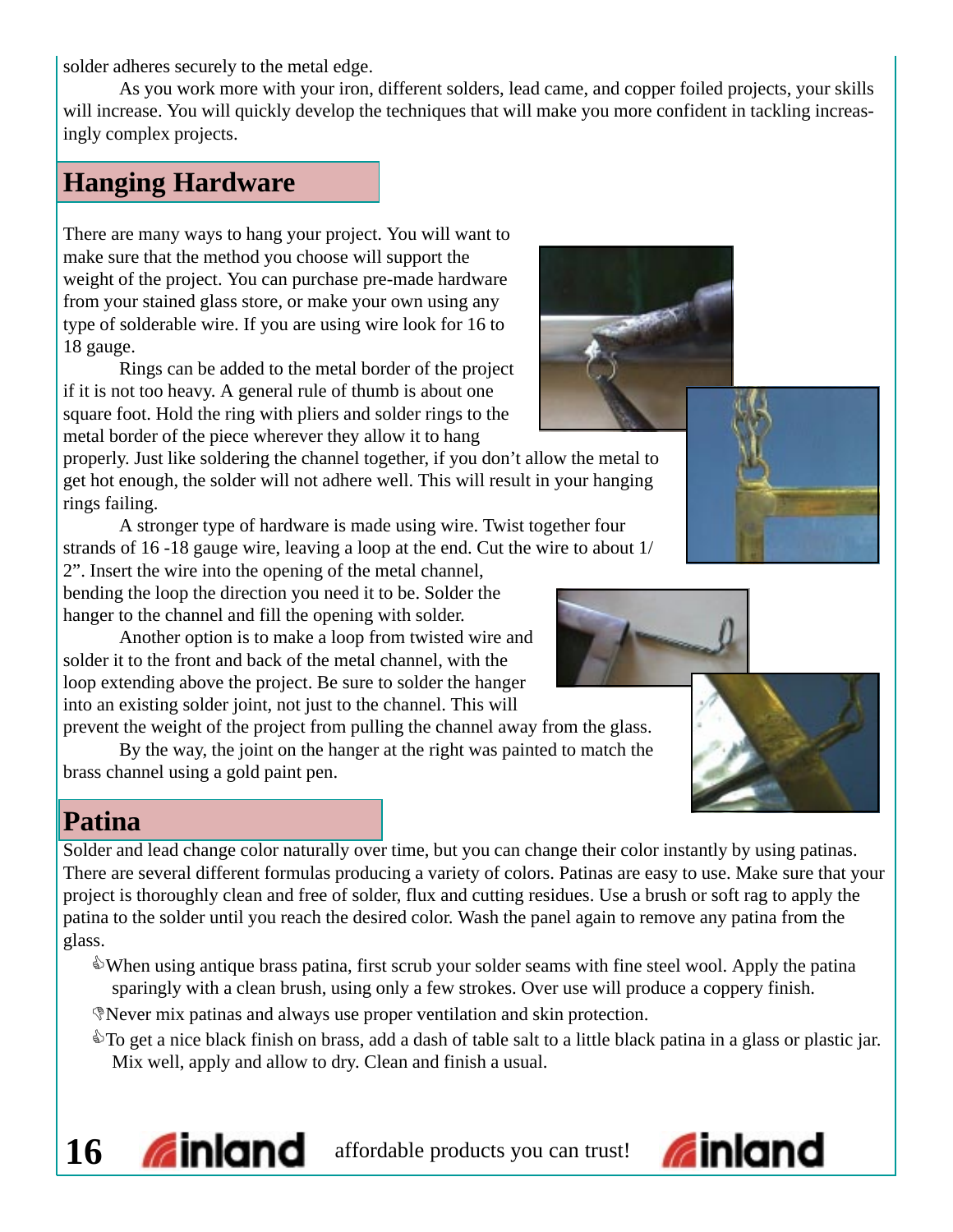solder adheres securely to the metal edge.

As you work more with your iron, different solders, lead came, and copper foiled projects, your skills will increase. You will quickly develop the techniques that will make you more confident in tackling increasingly complex projects.

## Hanging Hardware

There are many ways to hang your project. You will want to make sure that the method you choose will support the weight of the project. You can purchase pre-made hardware from your stained glass store, or make your own using any type of solderable wire. If you are using wire look for 16 to 18 gauge.

Rings can be added to the metal border of the project if it is not too heavy. A general rule of thumb is about one square foot. Hold the ring with pliers and solder rings to the metal border of the piece wherever they allow it to hang properly. Just like soldering the channel together, if you don't allow the metal to get hot enough, the solder will not adhere well. This will result in your hanging rings failing.

A stronger type of hardware is made using wire. Twist together four strands of 16 -18 gauge wire, leaving a loop at the end. Cut the wire to about 1/2". Insert the wire into the opening of the metal channel, bending the loop the direction you need it to be. Solder the hanger to the channel and fill the opening with solder.

Another option is to make a loop from twisted wire and solder it to the front and back of the metal channel, with the loop extending above the project. Be sure to solder the hanger into an existing solder joint, not just to the channel. This will prevent the weight of the project from pulling the channel away from the glass.

By the way, the joint on the hanger at the right was painted to match the brass channel using a gold paint pen.

## Patina

Solder and lead change color naturally over time, but you can change their color instantly by using patinas. There are several different formulas producing a variety of colors. Patinas are easy to use. Make sure that your project is thoroughly clean and free of solder, flux and cutting residues. Use a brush or soft rag to apply the patina to the solder until you reach the desired color. Wash the panel again to remove any patina from the glass.

- When using antique brass patina, first scrub your solder seams with fine steel wool. Apply the patina sparingly with a clean brush, using only a few strokes. Over use will produce a coppery finish.
- Never mix patinas and always use proper ventilation and skin protection.
- To get a nice black finish on brass, add a dash of table salt to a little black patina in a glass or plastic jar. Mix well, apply and allow to dry. Clean and finish a usual.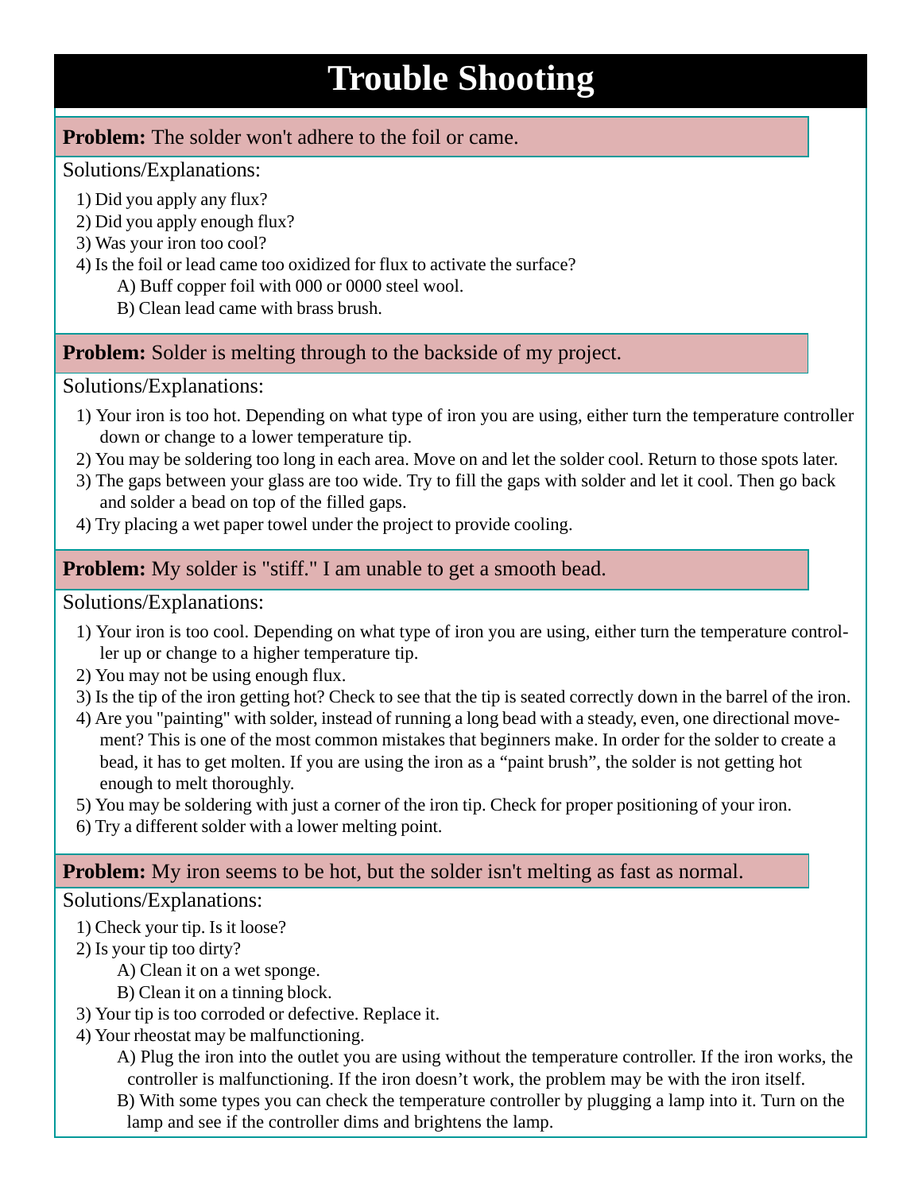# Trouble Shooting

**Problem:** The solder won't adhere to the foil or came.

Solutions/Explanations:

1) Did you apply any flux?
2) Did you apply enough flux?
3) Was your iron too cool?
4) Is the foil or lead came too oxidized for flux to activate the surface?
    A) Buff copper foil with 000 or 0000 steel wool.
    B) Clean lead came with brass brush.

**Problem:** Solder is melting through to the backside of my project.

Solutions/Explanations:

1) Your iron is too hot. Depending on what type of iron you are using, either turn the temperature controller down or change to a lower temperature tip.
2) You may be soldering too long in each area. Move on and let the solder cool. Return to those spots later.
3) The gaps between your glass are too wide. Try to fill the gaps with solder and let it cool. Then go back and solder a bead on top of the filled gaps.
4) Try placing a wet paper towel under the project to provide cooling.

**Problem:** My solder is "stiff." I am unable to get a smooth bead.

Solutions/Explanations:

1) Your iron is too cool. Depending on what type of iron you are using, either turn the temperature controller up or change to a higher temperature tip.
2) You may not be using enough flux.
3) Is the tip of the iron getting hot? Check to see that the tip is seated correctly down in the barrel of the iron.
4) Are you "painting" with solder, instead of running a long bead with a steady, even, one directional movement? This is one of the most common mistakes that beginners make. In order for the solder to create a bead, it has to get molten. If you are using the iron as a "paint brush", the solder is not getting hot enough to melt thoroughly.
5) You may be soldering with just a corner of the iron tip. Check for proper positioning of your iron.
6) Try a different solder with a lower melting point.

**Problem:** My iron seems to be hot, but the solder isn't melting as fast as normal.

Solutions/Explanations:

1) Check your tip. Is it loose?
2) Is your tip too dirty?
    A) Clean it on a wet sponge.
    B) Clean it on a tinning block.
3) Your tip is too corroded or defective. Replace it.
4) Your rheostat may be malfunctioning.
    A) Plug the iron into the outlet you are using without the temperature controller. If the iron works, the controller is malfunctioning. If the iron doesn't work, the problem may be with the iron itself.
    B) With some types you can check the temperature controller by plugging a lamp into it. Turn on the lamp and see if the controller dims and brightens the lamp.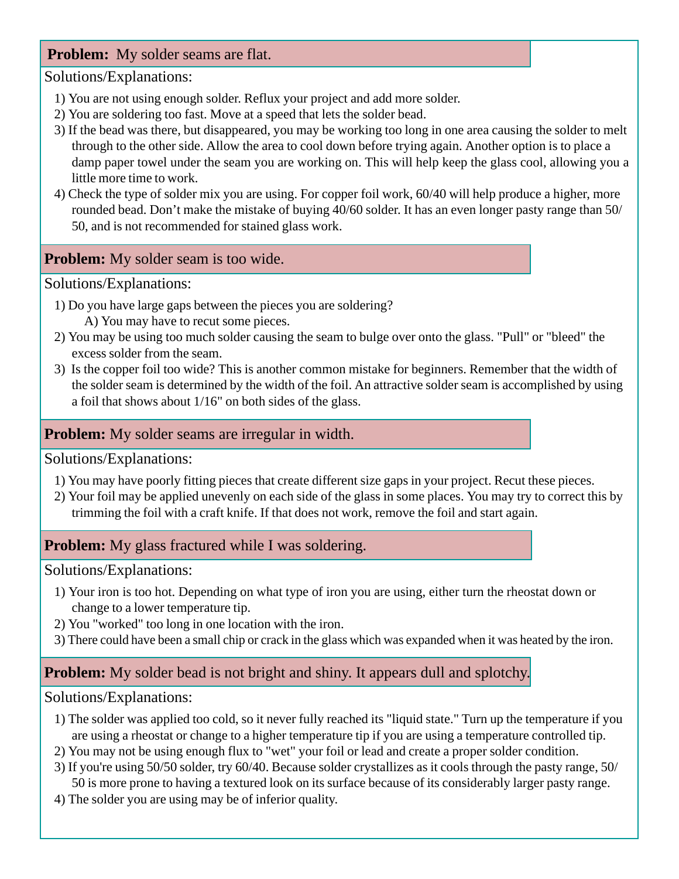**Problem:** My solder seams are flat.

Solutions/Explanations:

1) You are not using enough solder. Reflux your project and add more solder.
2) You are soldering too fast. Move at a speed that lets the solder bead.
3) If the bead was there, but disappeared, you may be working too long in one area causing the solder to melt through to the other side. Allow the area to cool down before trying again. Another option is to place a damp paper towel under the seam you are working on. This will help keep the glass cool, allowing you a little more time to work.
4) Check the type of solder mix you are using. For copper foil work, 60/40 will help produce a higher, more rounded bead. Don't make the mistake of buying 40/60 solder. It has an even longer pasty range than 50/50, and is not recommended for stained glass work.

**Problem:** My solder seam is too wide.

Solutions/Explanations:

1) Do you have large gaps between the pieces you are soldering?
   A) You may have to recut some pieces.
2) You may be using too much solder causing the seam to bulge over onto the glass. "Pull" or "bleed" the excess solder from the seam.
3) Is the copper foil too wide? This is another common mistake for beginners. Remember that the width of the solder seam is determined by the width of the foil. An attractive solder seam is accomplished by using a foil that shows about 1/16" on both sides of the glass.

**Problem:** My solder seams are irregular in width.

Solutions/Explanations:

1) You may have poorly fitting pieces that create different size gaps in your project. Recut these pieces.
2) Your foil may be applied unevenly on each side of the glass in some places. You may try to correct this by trimming the foil with a craft knife. If that does not work, remove the foil and start again.

**Problem:** My glass fractured while I was soldering.

Solutions/Explanations:

1) Your iron is too hot. Depending on what type of iron you are using, either turn the rheostat down or change to a lower temperature tip.
2) You "worked" too long in one location with the iron.
3) There could have been a small chip or crack in the glass which was expanded when it was heated by the iron.

**Problem:** My solder bead is not bright and shiny. It appears dull and splotchy.

Solutions/Explanations:

1) The solder was applied too cold, so it never fully reached its "liquid state." Turn up the temperature if you are using a rheostat or change to a higher temperature tip if you are using a temperature controlled tip.
2) You may not be using enough flux to "wet" your foil or lead and create a proper solder condition.
3) If you're using 50/50 solder, try 60/40. Because solder crystallizes as it cools through the pasty range, 50/50 is more prone to having a textured look on its surface because of its considerably larger pasty range.
4) The solder you are using may be of inferior quality.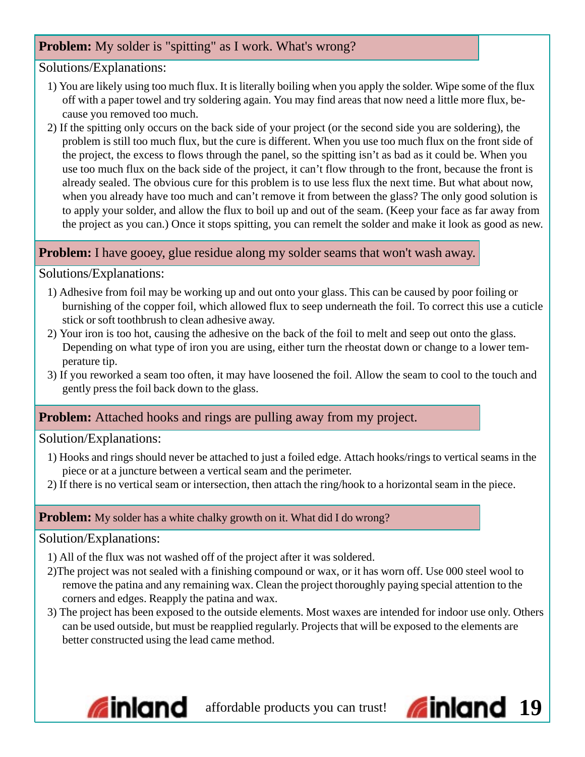**Problem:** My solder is "spitting" as I work. What's wrong?

Solutions/Explanations:

1) You are likely using too much flux. It is literally boiling when you apply the solder. Wipe some of the flux off with a paper towel and try soldering again. You may find areas that now need a little more flux, because you removed too much.
2) If the spitting only occurs on the back side of your project (or the second side you are soldering), the problem is still too much flux, but the cure is different. When you use too much flux on the front side of the project, the excess to flows through the panel, so the spitting isn't as bad as it could be. When you use too much flux on the back side of the project, it can't flow through to the front, because the front is already sealed. The obvious cure for this problem is to use less flux the next time. But what about now, when you already have too much and can't remove it from between the glass? The only good solution is to apply your solder, and allow the flux to boil up and out of the seam. (Keep your face as far away from the project as you can.) Once it stops spitting, you can remelt the solder and make it look as good as new.

**Problem:** I have gooey, glue residue along my solder seams that won't wash away.

Solutions/Explanations:

1) Adhesive from foil may be working up and out onto your glass. This can be caused by poor foiling or burnishing of the copper foil, which allowed flux to seep underneath the foil. To correct this use a cuticle stick or soft toothbrush to clean adhesive away.
2) Your iron is too hot, causing the adhesive on the back of the foil to melt and seep out onto the glass. Depending on what type of iron you are using, either turn the rheostat down or change to a lower temperature tip.
3) If you reworked a seam too often, it may have loosened the foil. Allow the seam to cool to the touch and gently press the foil back down to the glass.

**Problem:** Attached hooks and rings are pulling away from my project.

Solution/Explanations:

1) Hooks and rings should never be attached to just a foiled edge. Attach hooks/rings to vertical seams in the piece or at a juncture between a vertical seam and the perimeter.
2) If there is no vertical seam or intersection, then attach the ring/hook to a horizontal seam in the piece.

**Problem:** My solder has a white chalky growth on it. What did I do wrong?

Solution/Explanations:

1) All of the flux was not washed off of the project after it was soldered.
2) The project was not sealed with a finishing compound or wax, or it has worn off. Use 000 steel wool to remove the patina and any remaining wax. Clean the project thoroughly paying special attention to the corners and edges. Reapply the patina and wax.
3) The project has been exposed to the outside elements. Most waxes are intended for indoor use only. Others can be used outside, but must be reapplied regularly. Projects that will be exposed to the elements are better constructed using the lead came method.

inland affordable products you can trust! inland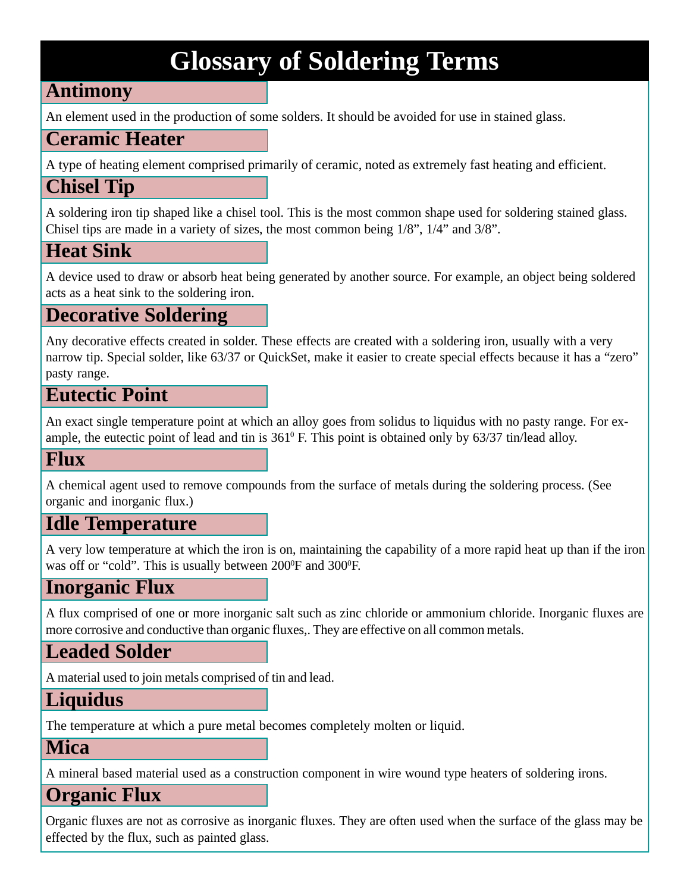# Glossary of Soldering Terms

## Antimony

An element used in the production of some solders. It should be avoided for use in stained glass.

## Ceramic Heater

A type of heating element comprised primarily of ceramic, noted as extremely fast heating and efficient.

## Chisel Tip

A soldering iron tip shaped like a chisel tool. This is the most common shape used for soldering stained glass. Chisel tips are made in a variety of sizes, the most common being 1/8", 1/4" and 3/8".

## Heat Sink

A device used to draw or absorb heat being generated by another source. For example, an object being soldered acts as a heat sink to the soldering iron.

## Decorative Soldering

Any decorative effects created in solder. These effects are created with a soldering iron, usually with a very narrow tip. Special solder, like 63/37 or QuickSet, make it easier to create special effects because it has a "zero" pasty range.

## Eutectic Point

An exact single temperature point at which an alloy goes from solidus to liquidus with no pasty range. For example, the eutectic point of lead and tin is $361^0$ F. This point is obtained only by 63/37 tin/lead alloy.

## Flux

A chemical agent used to remove compounds from the surface of metals during the soldering process. (See organic and inorganic flux.)

## Idle Temperature

A very low temperature at which the iron is on, maintaining the capability of a more rapid heat up than if the iron was off or "cold". This is usually between $200^0$F and $300^0$F.

## Inorganic Flux

A flux comprised of one or more inorganic salt such as zinc chloride or ammonium chloride. Inorganic fluxes are more corrosive and conductive than organic fluxes,. They are effective on all common metals.

## Leaded Solder

A material used to join metals comprised of tin and lead.

## Liquidus

The temperature at which a pure metal becomes completely molten or liquid.

## Mica

A mineral based material used as a construction component in wire wound type heaters of soldering irons.

## Organic Flux

Organic fluxes are not as corrosive as inorganic fluxes. They are often used when the surface of the glass may be effected by the flux, such as painted glass.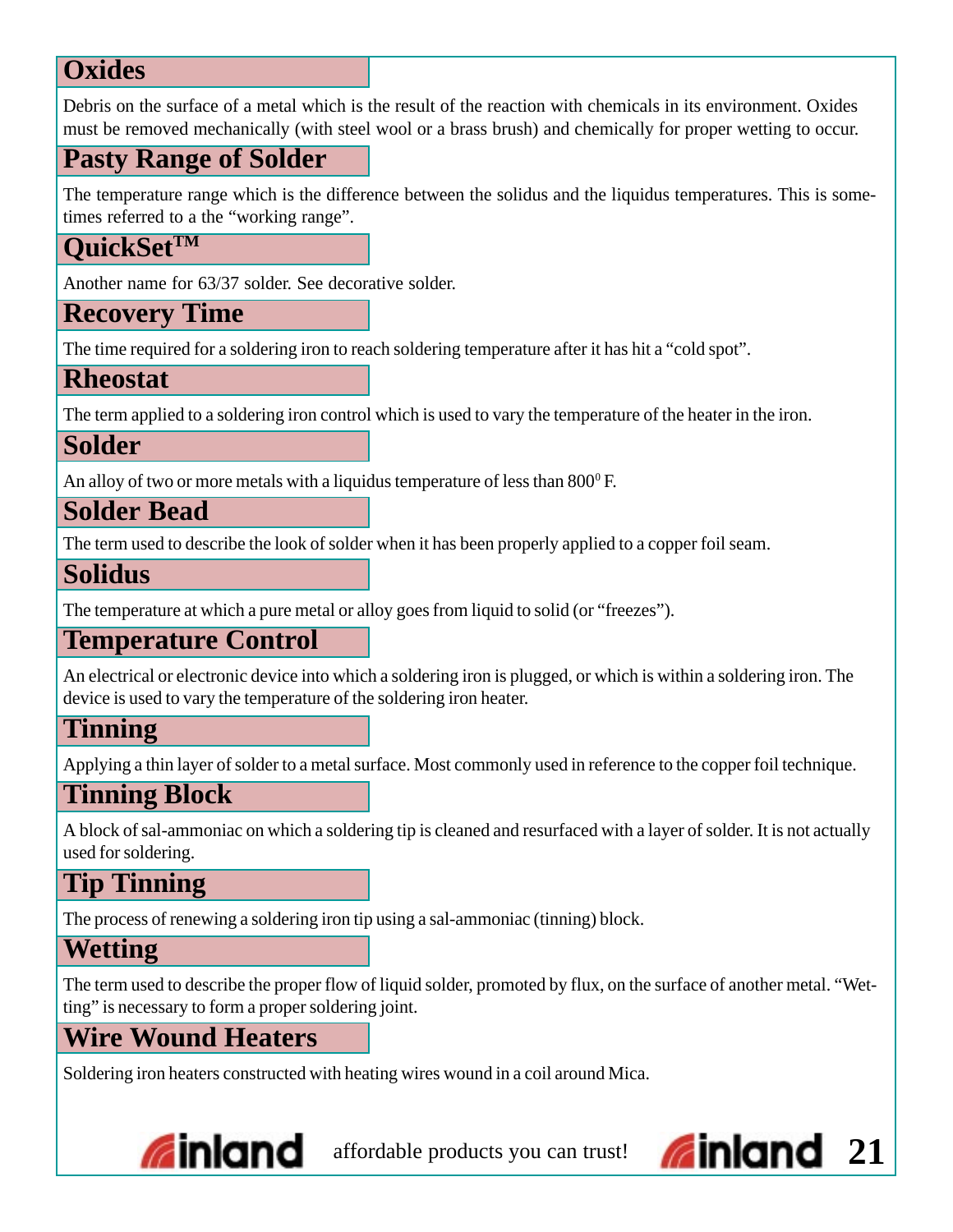## Oxides

Debris on the surface of a metal which is the result of the reaction with chemicals in its environment. Oxides must be removed mechanically (with steel wool or a brass brush) and chemically for proper wetting to occur.

## Pasty Range of Solder

The temperature range which is the difference between the solidus and the liquidus temperatures. This is sometimes referred to a the "working range".

## QuickSet™

Another name for 63/37 solder. See decorative solder.

## Recovery Time

The time required for a soldering iron to reach soldering temperature after it has hit a "cold spot".

## Rheostat

The term applied to a soldering iron control which is used to vary the temperature of the heater in the iron.

## Solder

An alloy of two or more metals with a liquidus temperature of less than $800^0$ F.

## Solder Bead

The term used to describe the look of solder when it has been properly applied to a copper foil seam.

## Solidus

The temperature at which a pure metal or alloy goes from liquid to solid (or "freezes").

## Temperature Control

An electrical or electronic device into which a soldering iron is plugged, or which is within a soldering iron. The device is used to vary the temperature of the soldering iron heater.

## Tinning

Applying a thin layer of solder to a metal surface. Most commonly used in reference to the copper foil technique.

## Tinning Block

A block of sal-ammoniac on which a soldering tip is cleaned and resurfaced with a layer of solder. It is not actually used for soldering.

## Tip Tinning

The process of renewing a soldering iron tip using a sal-ammoniac (tinning) block.

## Wetting

The term used to describe the proper flow of liquid solder, promoted by flux, on the surface of another metal. "Wetting" is necessary to form a proper soldering joint.

## Wire Wound Heaters

Soldering iron heaters constructed with heating wires wound in a coil around Mica.

inland affordable products you can trust! inland